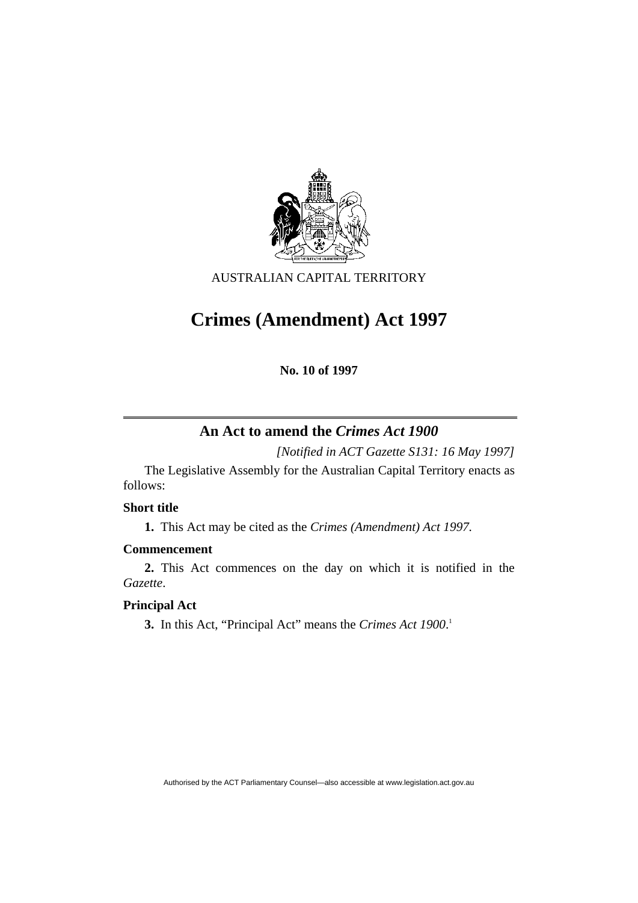AUSTRALIAN CAPITAL TERRITORY

# Crimes (Amendment) Act 1997

**No. 10 of 1997**

## An Act to amend the *Crimes Act 1900*

*[Notified in ACT Gazette S131: 16 May 1997]*

The Legislative Assembly for the Australian Capital Territory enacts as follows:

### Short title

**1.** This Act may be cited as the *Crimes (Amendment) Act 1997*.

### Commencement

**2.** This Act commences on the day on which it is notified in the *Gazette*.

### Principal Act

**3.** In this Act, "Principal Act" means the *Crimes Act 1900*.[1]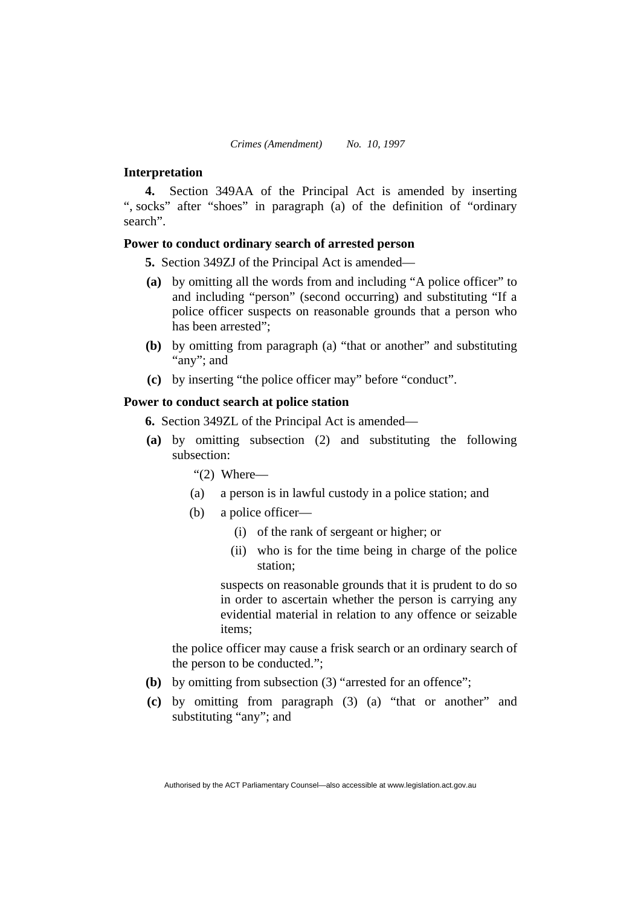**Interpretation**

**4.** Section 349AA of the Principal Act is amended by inserting ", socks" after "shoes" in paragraph (a) of the definition of "ordinary search".

**Power to conduct ordinary search of arrested person**

**5.** Section 349ZJ of the Principal Act is amended—

**(a)** by omitting all the words from and including "A police officer" to and including "person" (second occurring) and substituting "If a police officer suspects on reasonable grounds that a person who has been arrested";

**(b)** by omitting from paragraph (a) "that or another" and substituting "any"; and

**(c)** by inserting "the police officer may" before "conduct".

**Power to conduct search at police station**

**6.** Section 349ZL of the Principal Act is amended—

**(a)** by omitting subsection (2) and substituting the following subsection:

"(2) Where—

(a) a person is in lawful custody in a police station; and

(b) a police officer—

(i) of the rank of sergeant or higher; or

(ii) who is for the time being in charge of the police station;

suspects on reasonable grounds that it is prudent to do so in order to ascertain whether the person is carrying any evidential material in relation to any offence or seizable items;

the police officer may cause a frisk search or an ordinary search of the person to be conducted.";

**(b)** by omitting from subsection (3) "arrested for an offence";

**(c)** by omitting from paragraph (3) (a) "that or another" and substituting "any"; and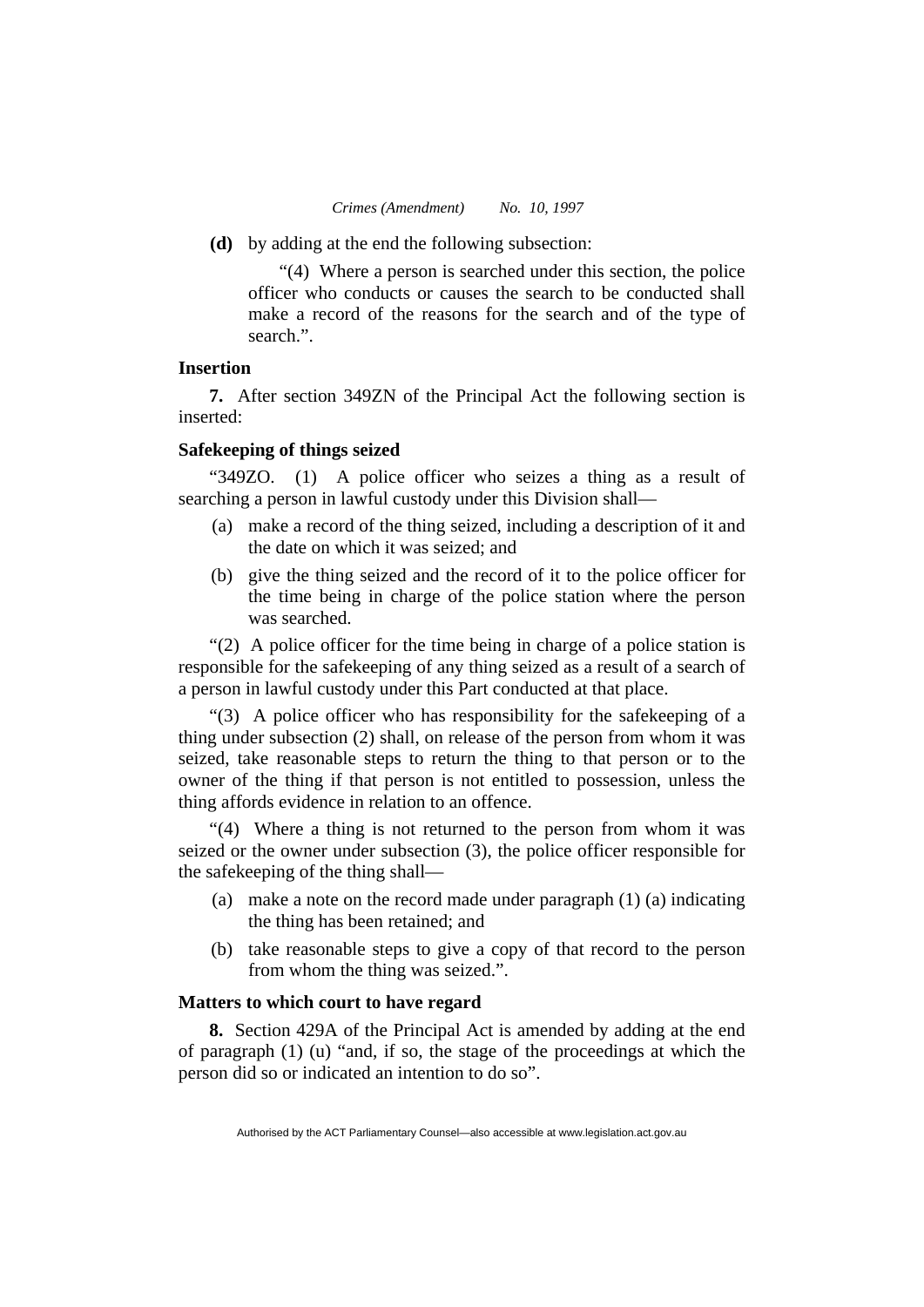**(d)** by adding at the end the following subsection:

"(4) Where a person is searched under this section, the police officer who conducts or causes the search to be conducted shall make a record of the reasons for the search and of the type of search.".

**Insertion**

**7.** After section 349ZN of the Principal Act the following section is inserted:

**Safekeeping of things seized**

"349ZO. (1) A police officer who seizes a thing as a result of searching a person in lawful custody under this Division shall—

(a) make a record of the thing seized, including a description of it and the date on which it was seized; and

(b) give the thing seized and the record of it to the police officer for the time being in charge of the police station where the person was searched.

"(2) A police officer for the time being in charge of a police station is responsible for the safekeeping of any thing seized as a result of a search of a person in lawful custody under this Part conducted at that place.

"(3) A police officer who has responsibility for the safekeeping of a thing under subsection (2) shall, on release of the person from whom it was seized, take reasonable steps to return the thing to that person or to the owner of the thing if that person is not entitled to possession, unless the thing affords evidence in relation to an offence.

"(4) Where a thing is not returned to the person from whom it was seized or the owner under subsection (3), the police officer responsible for the safekeeping of the thing shall—

(a) make a note on the record made under paragraph (1) (a) indicating the thing has been retained; and

(b) take reasonable steps to give a copy of that record to the person from whom the thing was seized.".

**Matters to which court to have regard**

**8.** Section 429A of the Principal Act is amended by adding at the end of paragraph (1) (u) "and, if so, the stage of the proceedings at which the person did so or indicated an intention to do so".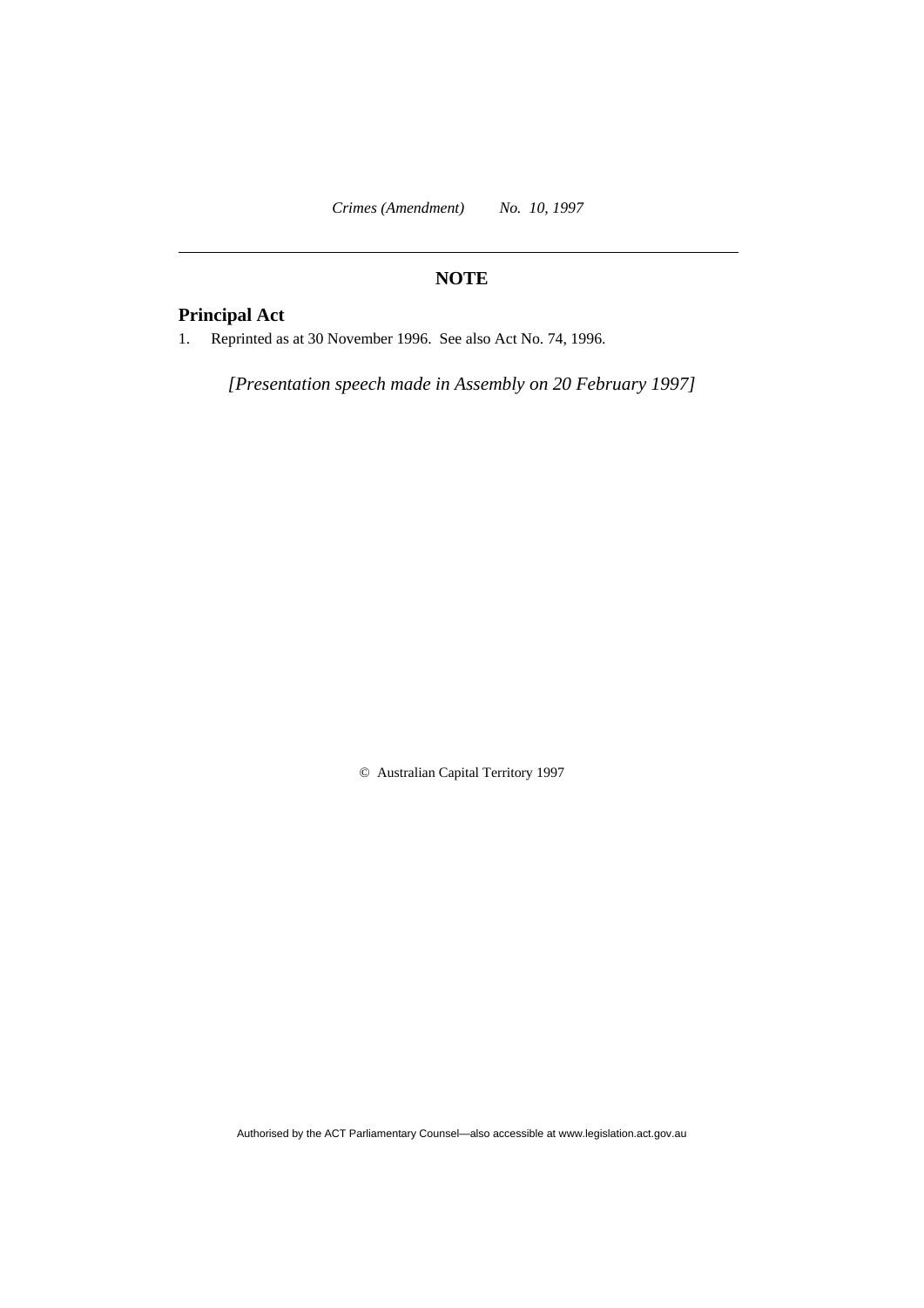## NOTE

### Principal Act

1. Reprinted as at 30 November 1996. See also Act No. 74, 1996.

*[Presentation speech made in Assembly on 20 February 1997]*

© Australian Capital Territory 1997